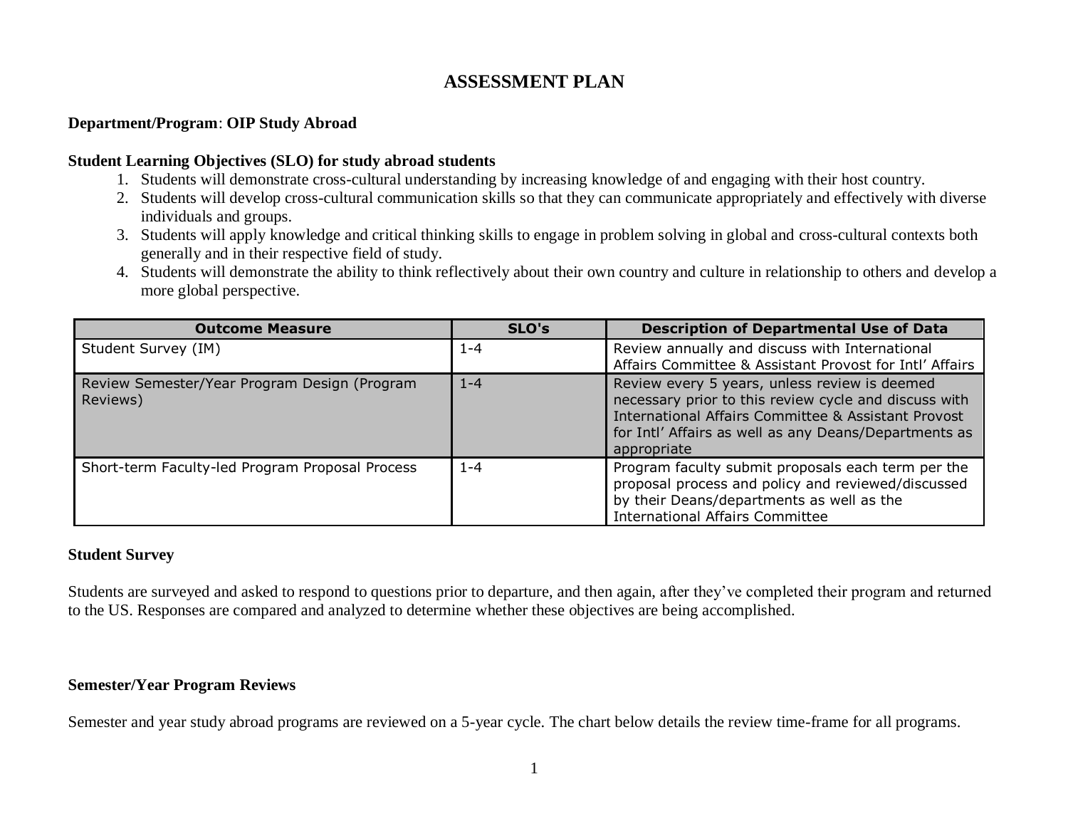# ASSESSMENT PLAN

**Department/Program**: **OIP Study Abroad**

**Student Learning Objectives (SLO) for study abroad students**

1. Students will demonstrate cross-cultural understanding by increasing knowledge of and engaging with their host country.
2. Students will develop cross-cultural communication skills so that they can communicate appropriately and effectively with diverse individuals and groups.
3. Students will apply knowledge and critical thinking skills to engage in problem solving in global and cross-cultural contexts both generally and in their respective field of study.
4. Students will demonstrate the ability to think reflectively about their own country and culture in relationship to others and develop a more global perspective.

| Outcome Measure | SLO's | Description of Departmental Use of Data |
|---|---|---|
| Student Survey (IM) | 1-4 | Review annually and discuss with International Affairs Committee & Assistant Provost for Intl' Affairs |
| Review Semester/Year Program Design (Program Reviews) | 1-4 | Review every 5 years, unless review is deemed necessary prior to this review cycle and discuss with International Affairs Committee & Assistant Provost for Intl' Affairs as well as any Deans/Departments as appropriate |
| Short-term Faculty-led Program Proposal Process | 1-4 | Program faculty submit proposals each term per the proposal process and policy and reviewed/discussed by their Deans/departments as well as the International Affairs Committee |

**Student Survey**

Students are surveyed and asked to respond to questions prior to departure, and then again, after they've completed their program and returned to the US. Responses are compared and analyzed to determine whether these objectives are being accomplished.

**Semester/Year Program Reviews**

Semester and year study abroad programs are reviewed on a 5-year cycle. The chart below details the review time-frame for all programs.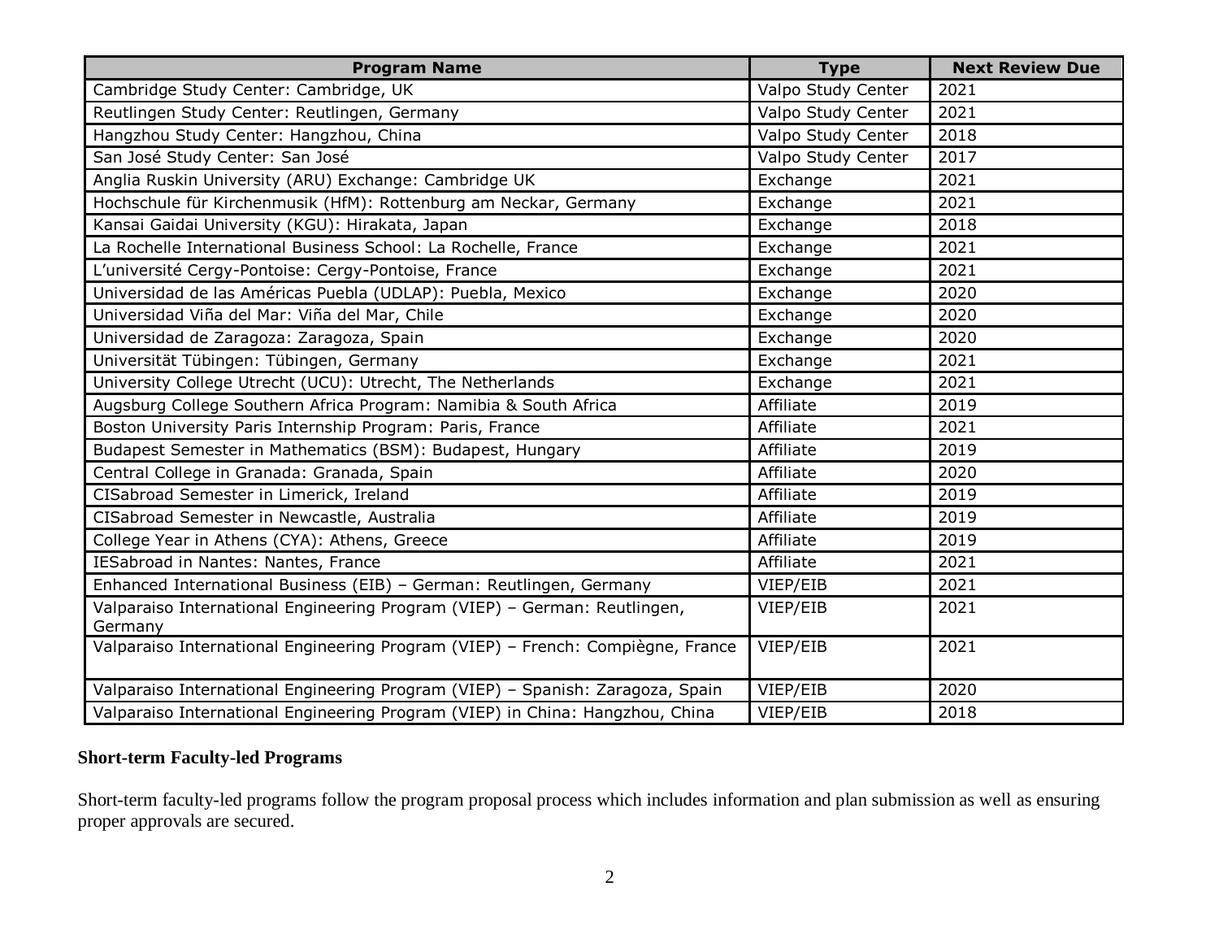| Program Name | Type | Next Review Due |
|---|---|---|
| Cambridge Study Center: Cambridge, UK | Valpo Study Center | 2021 |
| Reutlingen Study Center: Reutlingen, Germany | Valpo Study Center | 2021 |
| Hangzhou Study Center: Hangzhou, China | Valpo Study Center | 2018 |
| San José Study Center: San José | Valpo Study Center | 2017 |
| Anglia Ruskin University (ARU) Exchange: Cambridge UK | Exchange | 2021 |
| Hochschule für Kirchenmusik (HfM): Rottenburg am Neckar, Germany | Exchange | 2021 |
| Kansai Gaidai University (KGU): Hirakata, Japan | Exchange | 2018 |
| La Rochelle International Business School: La Rochelle, France | Exchange | 2021 |
| L'université Cergy-Pontoise: Cergy-Pontoise, France | Exchange | 2021 |
| Universidad de las Américas Puebla (UDLAP): Puebla, Mexico | Exchange | 2020 |
| Universidad Viña del Mar: Viña del Mar, Chile | Exchange | 2020 |
| Universidad de Zaragoza: Zaragoza, Spain | Exchange | 2020 |
| Universität Tübingen: Tübingen, Germany | Exchange | 2021 |
| University College Utrecht (UCU): Utrecht, The Netherlands | Exchange | 2021 |
| Augsburg College Southern Africa Program: Namibia & South Africa | Affiliate | 2019 |
| Boston University Paris Internship Program: Paris, France | Affiliate | 2021 |
| Budapest Semester in Mathematics (BSM): Budapest, Hungary | Affiliate | 2019 |
| Central College in Granada: Granada, Spain | Affiliate | 2020 |
| CISabroad Semester in Limerick, Ireland | Affiliate | 2019 |
| CISabroad Semester in Newcastle, Australia | Affiliate | 2019 |
| College Year in Athens (CYA): Athens, Greece | Affiliate | 2019 |
| IESabroad in Nantes: Nantes, France | Affiliate | 2021 |
| Enhanced International Business (EIB) – German: Reutlingen, Germany | VIEP/EIB | 2021 |
| Valparaiso International Engineering Program (VIEP) – German: Reutlingen, Germany | VIEP/EIB | 2021 |
| Valparaiso International Engineering Program (VIEP) – French: Compiègne, France | VIEP/EIB | 2021 |
| Valparaiso International Engineering Program (VIEP) – Spanish: Zaragoza, Spain | VIEP/EIB | 2020 |
| Valparaiso International Engineering Program (VIEP) in China: Hangzhou, China | VIEP/EIB | 2018 |

**Short-term Faculty-led Programs**

Short-term faculty-led programs follow the program proposal process which includes information and plan submission as well as ensuring proper approvals are secured.